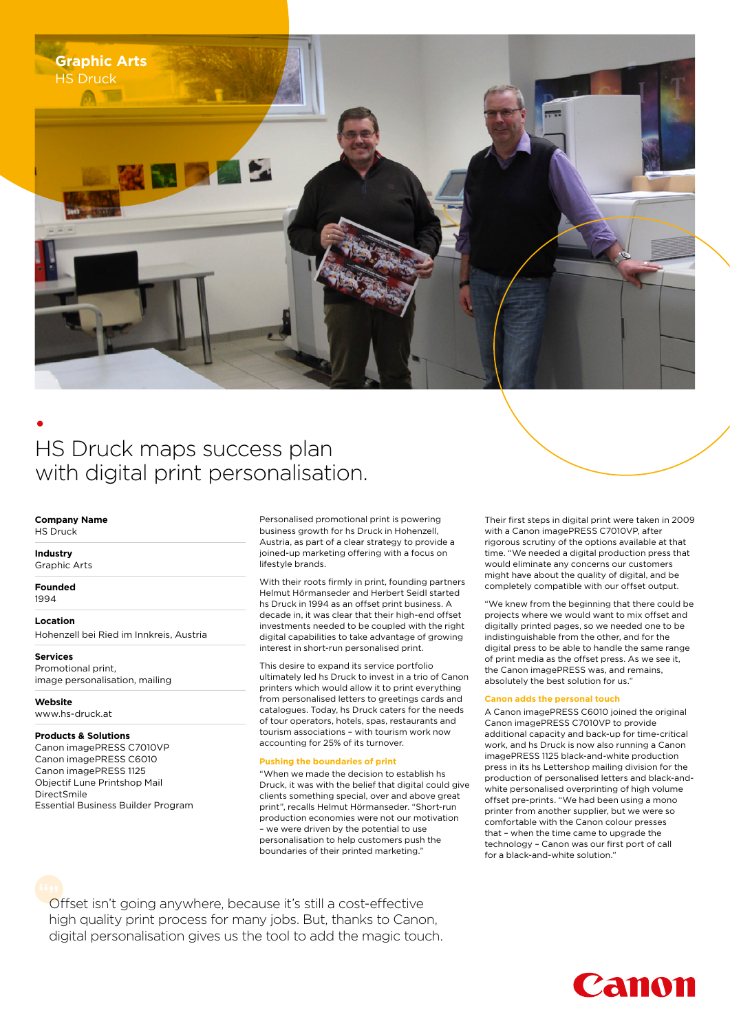**Graphic Arts**
HS Druck

# HS Druck maps success plan with digital print personalisation.

**Company Name**
HS Druck

**Industry**
Graphic Arts

**Founded**
1994

**Location**
Hohenzell bei Ried im Innkreis, Austria

**Services**
Promotional print,
image personalisation, mailing

**Website**
www.hs-druck.at

**Products & Solutions**
Canon imagePRESS C7010VP
Canon imagePRESS C6010
Canon imagePRESS 1125
Objectif Lune Printshop Mail
DirectSmile
Essential Business Builder Program

Personalised promotional print is powering business growth for hs Druck in Hohenzell, Austria, as part of a clear strategy to provide a joined-up marketing offering with a focus on lifestyle brands.

With their roots firmly in print, founding partners Helmut Hörmanseder and Herbert Seidl started hs Druck in 1994 as an offset print business. A decade in, it was clear that their high-end offset investments needed to be coupled with the right digital capabilities to take advantage of growing interest in short-run personalised print.

This desire to expand its service portfolio ultimately led hs Druck to invest in a trio of Canon printers which would allow it to print everything from personalised letters to greetings cards and catalogues. Today, hs Druck caters for the needs of tour operators, hotels, spas, restaurants and tourism associations – with tourism work now accounting for 25% of its turnover.

### Pushing the boundaries of print

"When we made the decision to establish hs Druck, it was with the belief that digital could give clients something special, over and above great print", recalls Helmut Hörmanseder. "Short-run production economies were not our motivation – we were driven by the potential to use personalisation to help customers push the boundaries of their printed marketing."

Their first steps in digital print were taken in 2009 with a Canon imagePRESS C7010VP, after rigorous scrutiny of the options available at that time. "We needed a digital production press that would eliminate any concerns our customers might have about the quality of digital, and be completely compatible with our offset output.

"We knew from the beginning that there could be projects where we would want to mix offset and digitally printed pages, so we needed one to be indistinguishable from the other, and for the digital press to be able to handle the same range of print media as the offset press. As we see it, the Canon imagePRESS was, and remains, absolutely the best solution for us."

### Canon adds the personal touch

A Canon imagePRESS C6010 joined the original Canon imagePRESS C7010VP to provide additional capacity and back-up for time-critical work, and hs Druck is now also running a Canon imagePRESS 1125 black-and-white production press in its hs Lettershop mailing division for the production of personalised letters and black-and-white personalised overprinting of high volume offset pre-prints. "We had been using a mono printer from another supplier, but we were so comfortable with the Canon colour presses that – when the time came to upgrade the technology – Canon was our first port of call for a black-and-white solution."

> Offset isn't going anywhere, because it's still a cost-effective high quality print process for many jobs. But, thanks to Canon, digital personalisation gives us the tool to add the magic touch.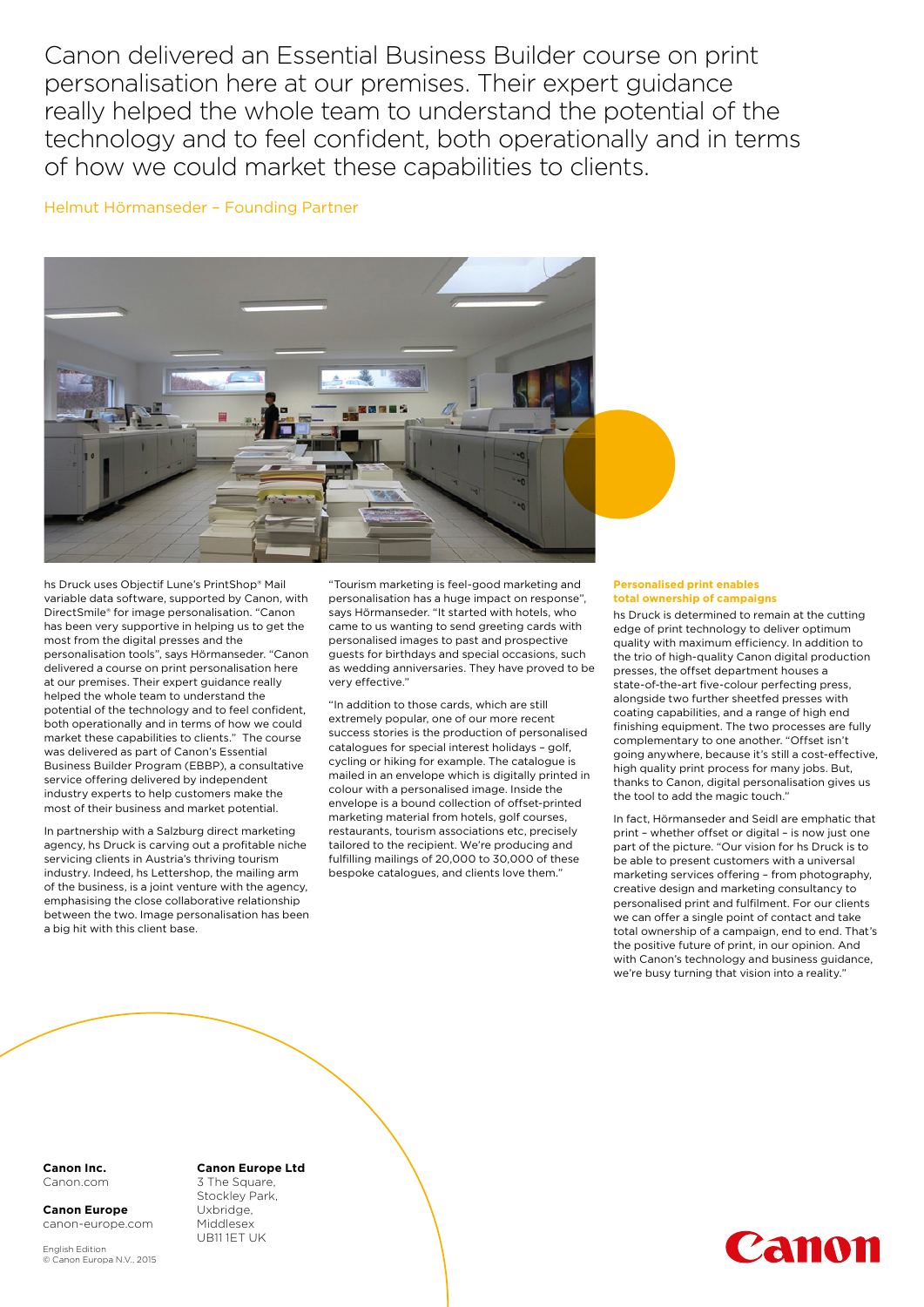Canon delivered an Essential Business Builder course on print personalisation here at our premises. Their expert guidance really helped the whole team to understand the potential of the technology and to feel confident, both operationally and in terms of how we could market these capabilities to clients.

Helmut Hörmanseder – Founding Partner

hs Druck uses Objectif Lune's PrintShop® Mail variable data software, supported by Canon, with DirectSmile® for image personalisation. "Canon has been very supportive in helping us to get the most from the digital presses and the personalisation tools", says Hörmanseder. "Canon delivered a course on print personalisation here at our premises. Their expert guidance really helped the whole team to understand the potential of the technology and to feel confident, both operationally and in terms of how we could market these capabilities to clients." The course was delivered as part of Canon's Essential Business Builder Program (EBBP), a consultative service offering delivered by independent industry experts to help customers make the most of their business and market potential.

In partnership with a Salzburg direct marketing agency, hs Druck is carving out a profitable niche servicing clients in Austria's thriving tourism industry. Indeed, hs Lettershop, the mailing arm of the business, is a joint venture with the agency, emphasising the close collaborative relationship between the two. Image personalisation has been a big hit with this client base.

"Tourism marketing is feel-good marketing and personalisation has a huge impact on response", says Hörmanseder. "It started with hotels, who came to us wanting to send greeting cards with personalised images to past and prospective guests for birthdays and special occasions, such as wedding anniversaries. They have proved to be very effective."

"In addition to those cards, which are still extremely popular, one of our more recent success stories is the production of personalised catalogues for special interest holidays – golf, cycling or hiking for example. The catalogue is mailed in an envelope which is digitally printed in colour with a personalised image. Inside the envelope is a bound collection of offset-printed marketing material from hotels, golf courses, restaurants, tourism associations etc, precisely tailored to the recipient. We're producing and fulfilling mailings of 20,000 to 30,000 of these bespoke catalogues, and clients love them."

**Personalised print enables total ownership of campaigns**

hs Druck is determined to remain at the cutting edge of print technology to deliver optimum quality with maximum efficiency. In addition to the trio of high-quality Canon digital production presses, the offset department houses a state-of-the-art five-colour perfecting press, alongside two further sheetfed presses with coating capabilities, and a range of high end finishing equipment. The two processes are fully complementary to one another. "Offset isn't going anywhere, because it's still a cost-effective, high quality print process for many jobs. But, thanks to Canon, digital personalisation gives us the tool to add the magic touch."

In fact, Hörmanseder and Seidl are emphatic that print – whether offset or digital – is now just one part of the picture. "Our vision for hs Druck is to be able to present customers with a universal marketing services offering – from photography, creative design and marketing consultancy to personalised print and fulfilment. For our clients we can offer a single point of contact and take total ownership of a campaign, end to end. That's the positive future of print, in our opinion. And with Canon's technology and business guidance, we're busy turning that vision into a reality."

**Canon Inc.**
Canon.com

**Canon Europe**
canon-europe.com

**Canon Europe Ltd**
3 The Square,
Stockley Park,
Uxbridge,
Middlesex
UB11 1ET UK

English Edition
© Canon Europa N.V., 2015